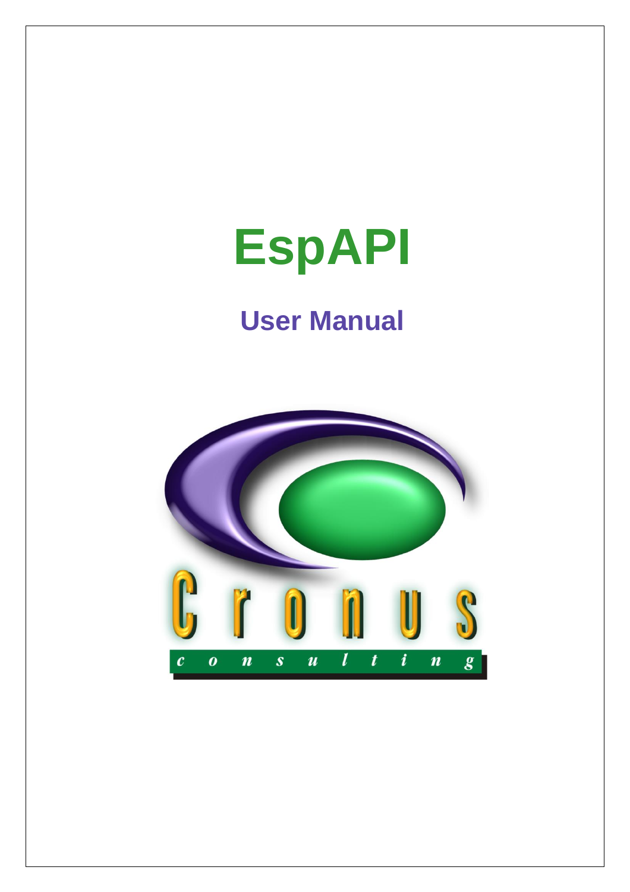# EspAPI

## User Manual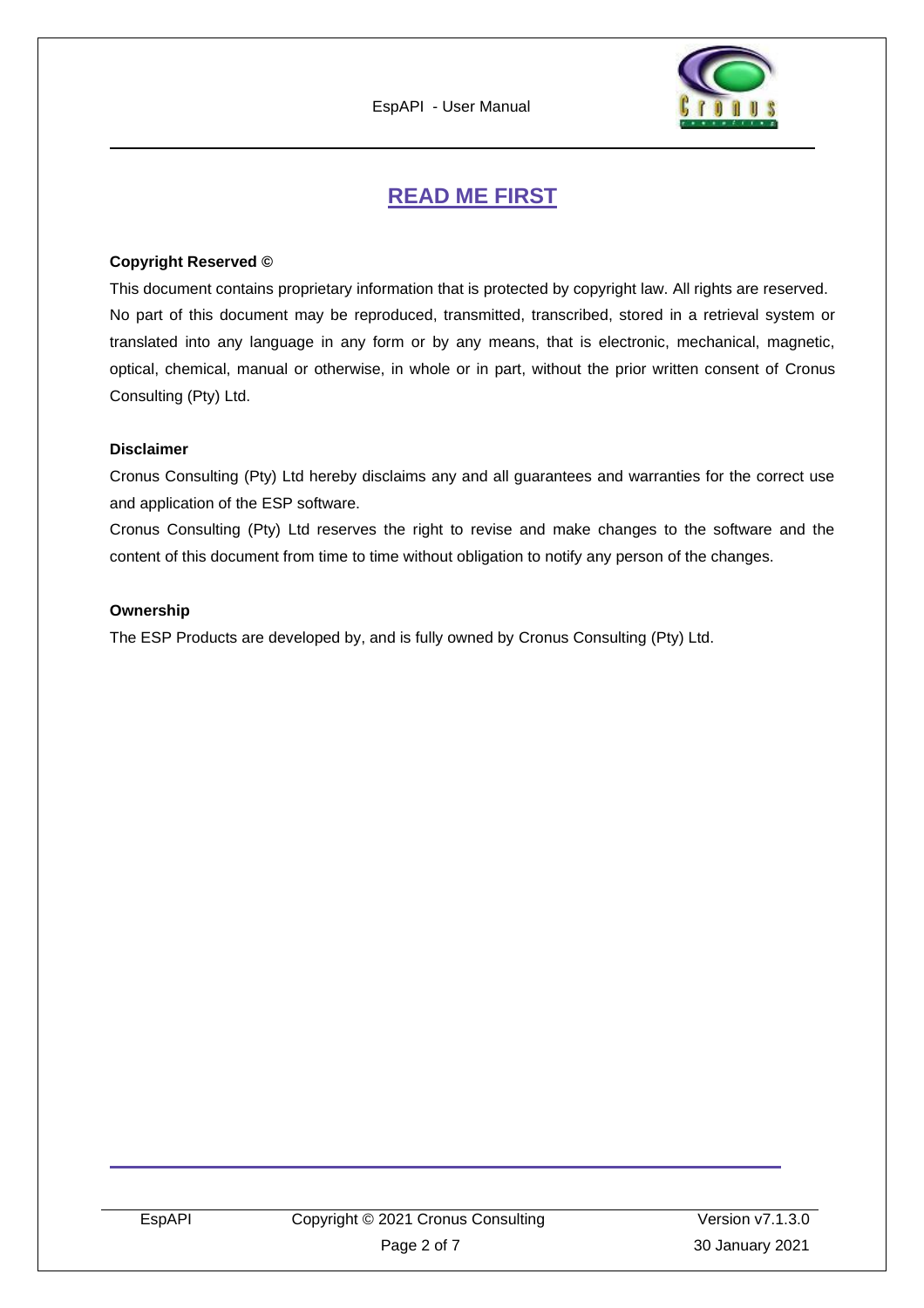# READ ME FIRST

**Copyright Reserved ©**

This document contains proprietary information that is protected by copyright law. All rights are reserved. No part of this document may be reproduced, transmitted, transcribed, stored in a retrieval system or translated into any language in any form or by any means, that is electronic, mechanical, magnetic, optical, chemical, manual or otherwise, in whole or in part, without the prior written consent of Cronus Consulting (Pty) Ltd.

**Disclaimer**

Cronus Consulting (Pty) Ltd hereby disclaims any and all guarantees and warranties for the correct use and application of the ESP software.

Cronus Consulting (Pty) Ltd reserves the right to revise and make changes to the software and the content of this document from time to time without obligation to notify any person of the changes.

**Ownership**

The ESP Products are developed by, and is fully owned by Cronus Consulting (Pty) Ltd.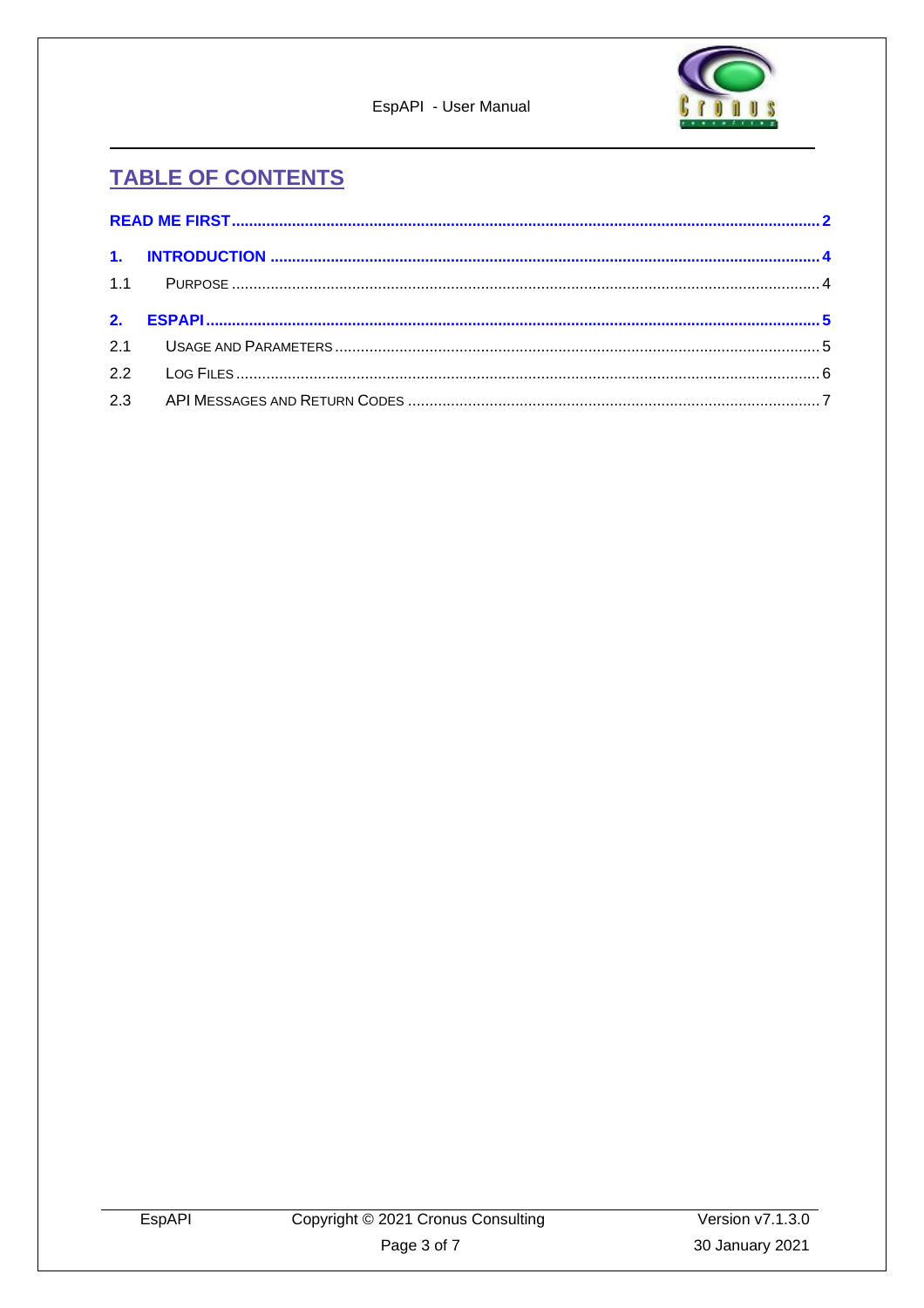# TABLE OF CONTENTS

**READ ME FIRST** .......... 2

**1. INTRODUCTION** .......... 4

1.1 PURPOSE .......... 4

**2. ESPAPI** .......... 5

2.1 USAGE AND PARAMETERS .......... 5

2.2 LOG FILES .......... 6

2.3 API MESSAGES AND RETURN CODES .......... 7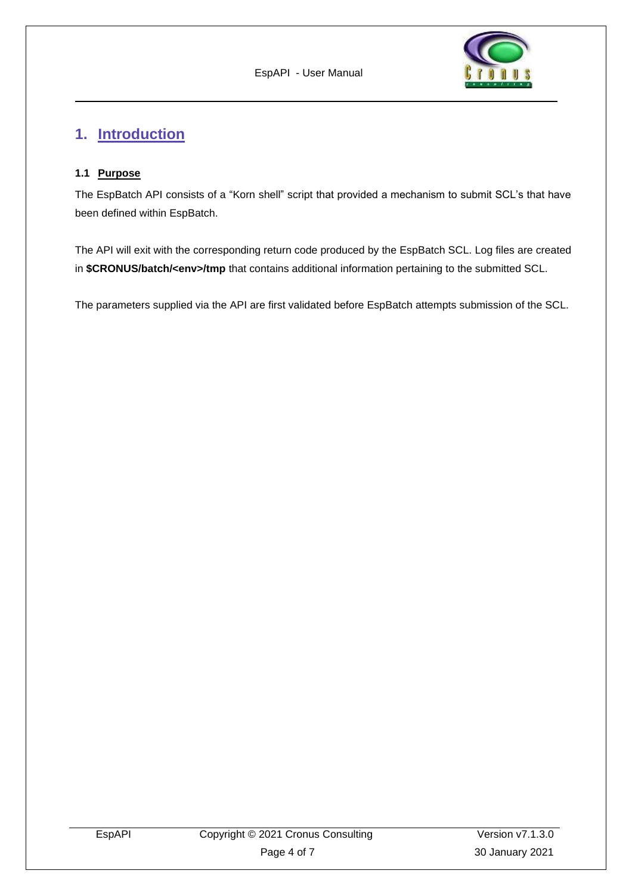# 1. Introduction

## 1.1 Purpose

The EspBatch API consists of a “Korn shell” script that provided a mechanism to submit SCL’s that have been defined within EspBatch.

The API will exit with the corresponding return code produced by the EspBatch SCL. Log files are created in **$CRONUS/batch/<env>/tmp** that contains additional information pertaining to the submitted SCL.

The parameters supplied via the API are first validated before EspBatch attempts submission of the SCL.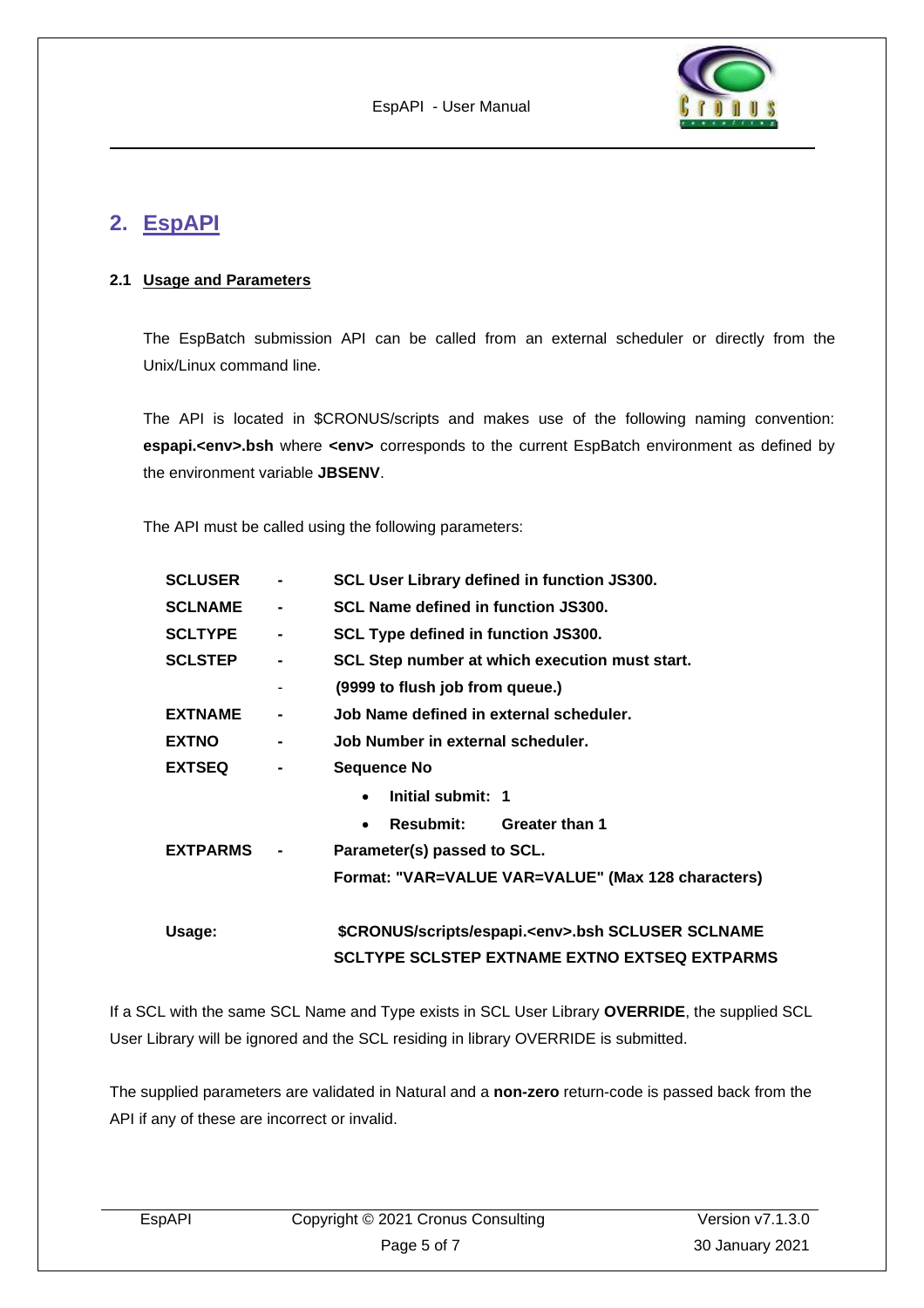## 2. EspAPI

### 2.1 Usage and Parameters

The EspBatch submission API can be called from an external scheduler or directly from the Unix/Linux command line.

The API is located in $CRONUS/scripts and makes use of the following naming convention: **espapi.<env>.bsh** where **<env>** corresponds to the current EspBatch environment as defined by the environment variable **JBSENV**.

The API must be called using the following parameters:

| | | |
|---|---|---|
| **SCLUSER** | - | **SCL User Library defined in function JS300.** |
| **SCLNAME** | - | **SCL Name defined in function JS300.** |
| **SCLTYPE** | - | **SCL Type defined in function JS300.** |
| **SCLSTEP** | - | **SCL Step number at which execution must start.** |
| | - | **(9999 to flush job from queue.)** |
| **EXTNAME** | - | **Job Name defined in external scheduler.** |
| **EXTNO** | - | **Job Number in external scheduler.** |
| **EXTSEQ** | - | **Sequence No**<br>• **Initial submit: 1**<br>• **Resubmit: Greater than 1** |
| **EXTPARMS** | - | **Parameter(s) passed to SCL.**<br>**Format: "VAR=VALUE VAR=VALUE" (Max 128 characters)** |

**Usage:** **$CRONUS/scripts/espapi.<env>.bsh SCLUSER SCLNAME SCLTYPE SCLSTEP EXTNAME EXTNO EXTSEQ EXTPARMS**

If a SCL with the same SCL Name and Type exists in SCL User Library **OVERRIDE**, the supplied SCL User Library will be ignored and the SCL residing in library OVERRIDE is submitted.

The supplied parameters are validated in Natural and a **non-zero** return-code is passed back from the API if any of these are incorrect or invalid.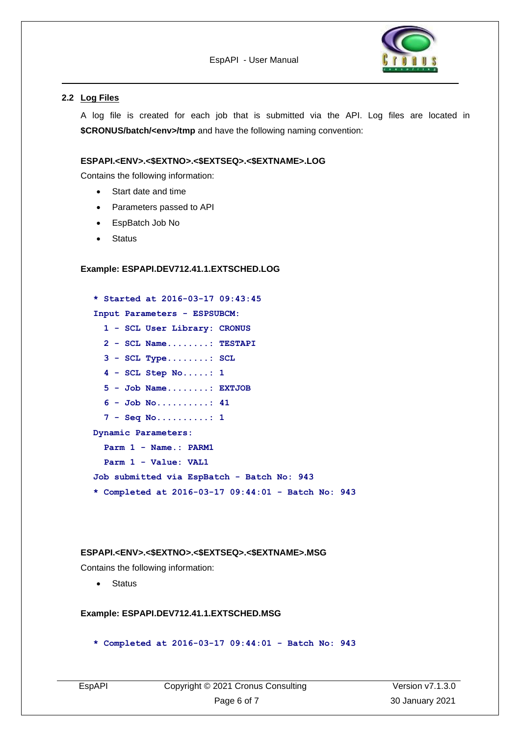## 2.2 Log Files

A log file is created for each job that is submitted via the API. Log files are located in **$CRONUS/batch/<env>/tmp** and have the following naming convention:

**ESPAPI.<ENV>.<$EXTNO>.<$EXTSEQ>.<$EXTNAME>.LOG**

Contains the following information:

- Start date and time
- Parameters passed to API
- EspBatch Job No
- Status

**Example: ESPAPI.DEV712.41.1.EXTSCHED.LOG**

```
* Started at 2016-03-17 09:43:45
Input Parameters - ESPSUBCM:
  1 - SCL User Library: CRONUS
  2 - SCL Name........: TESTAPI
  3 - SCL Type........: SCL
  4 - SCL Step No.....: 1
  5 - Job Name........: EXTJOB
  6 - Job No..........: 41
  7 - Seq No..........: 1
Dynamic Parameters:
  Parm 1 - Name.: PARM1
  Parm 1 - Value: VAL1
Job submitted via EspBatch - Batch No: 943
* Completed at 2016-03-17 09:44:01 - Batch No: 943
```

**ESPAPI.<ENV>.<$EXTNO>.<$EXTSEQ>.<$EXTNAME>.MSG**

Contains the following information:

- Status

**Example: ESPAPI.DEV712.41.1.EXTSCHED.MSG**

```
* Completed at 2016-03-17 09:44:01 - Batch No: 943
```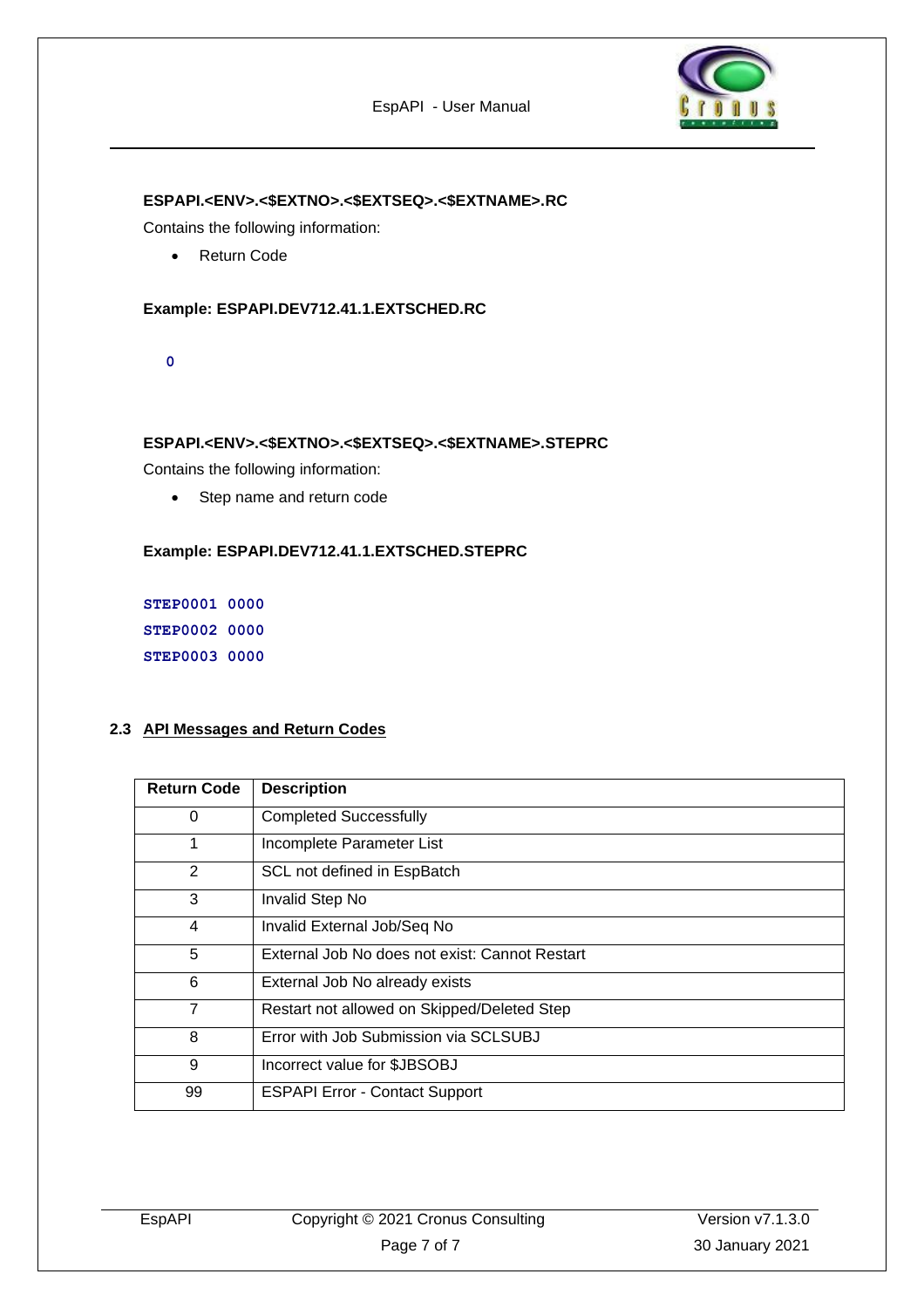**ESPAPI.<ENV>.<$EXTNO>.<$EXTSEQ>.<$EXTNAME>.RC**

Contains the following information:

- Return Code

**Example: ESPAPI.DEV712.41.1.EXTSCHED.RC**

```
0
```

**ESPAPI.<ENV>.<$EXTNO>.<$EXTSEQ>.<$EXTNAME>.STEPRC**

Contains the following information:

- Step name and return code

**Example: ESPAPI.DEV712.41.1.EXTSCHED.STEPRC**

```
STEP0001 0000
STEP0002 0000
STEP0003 0000
```

## 2.3 API Messages and Return Codes

| Return Code | Description |
|---|---|
| 0 | Completed Successfully |
| 1 | Incomplete Parameter List |
| 2 | SCL not defined in EspBatch |
| 3 | Invalid Step No |
| 4 | Invalid External Job/Seq No |
| 5 | External Job No does not exist: Cannot Restart |
| 6 | External Job No already exists |
| 7 | Restart not allowed on Skipped/Deleted Step |
| 8 | Error with Job Submission via SCLSUBJ |
| 9 | Incorrect value for $JBSOBJ |
| 99 | ESPAPI Error - Contact Support |